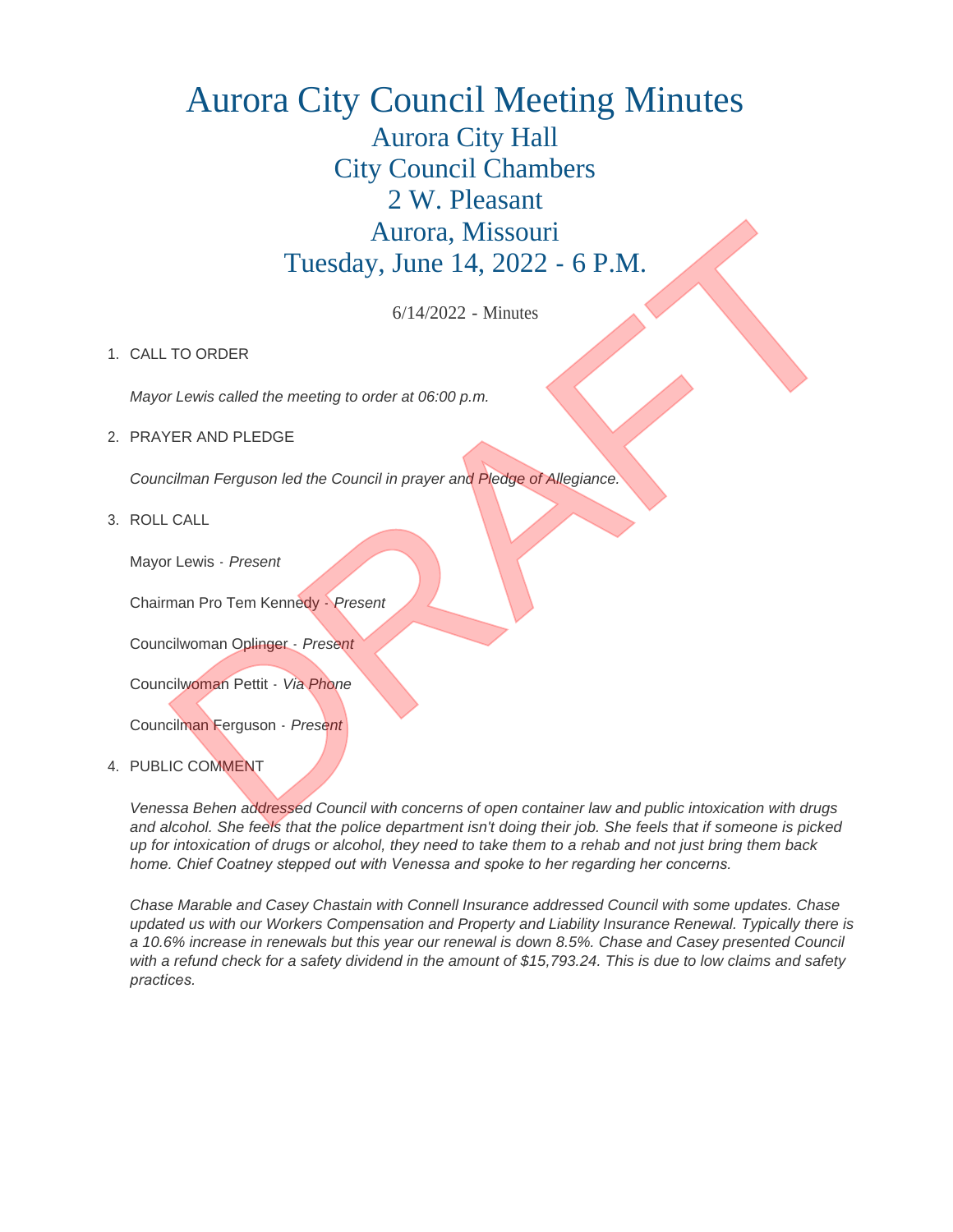# Aurora City Council Meeting Minutes

## Aurora City Hall
## City Council Chambers
## 2 W. Pleasant
## Aurora, Missouri
## Tuesday, June 14, 2022 - 6 P.M.

6/14/2022 - Minutes

1. CALL TO ORDER

   *Mayor Lewis called the meeting to order at 06:00 p.m.*

2. PRAYER AND PLEDGE

   *Councilman Ferguson led the Council in prayer and Pledge of Allegiance.*

3. ROLL CALL

   Mayor Lewis - *Present*

   Chairman Pro Tem Kennedy - *Present*

   Councilwoman Oplinger - *Present*

   Councilwoman Pettit - *Via Phone*

   Councilman Ferguson - *Present*

4. PUBLIC COMMENT

   *Venessa Behen addressed Council with concerns of open container law and public intoxication with drugs and alcohol. She feels that the police department isn't doing their job. She feels that if someone is picked up for intoxication of drugs or alcohol, they need to take them to a rehab and not just bring them back home. Chief Coatney stepped out with Venessa and spoke to her regarding her concerns.*

   *Chase Marable and Casey Chastain with Connell Insurance addressed Council with some updates. Chase updated us with our Workers Compensation and Property and Liability Insurance Renewal. Typically there is a 10.6% increase in renewals but this year our renewal is down 8.5%. Chase and Casey presented Council with a refund check for a safety dividend in the amount of $15,793.24. This is due to low claims and safety practices.*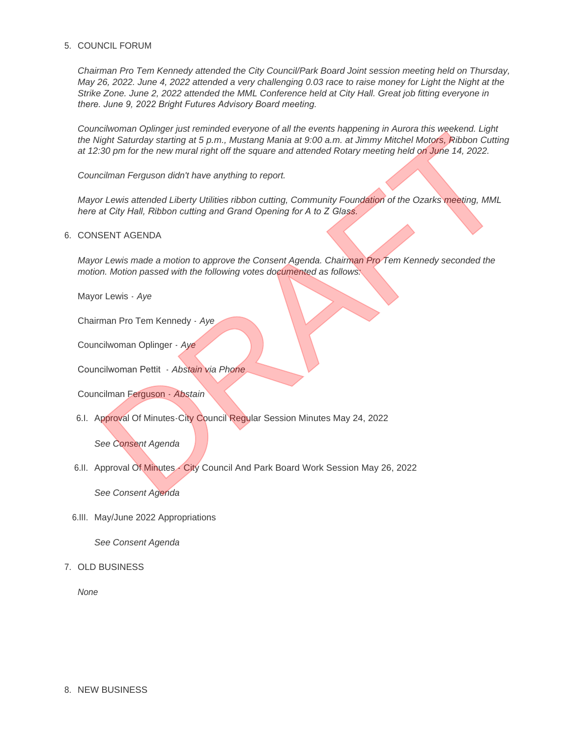5. COUNCIL FORUM

*Chairman Pro Tem Kennedy attended the City Council/Park Board Joint session meeting held on Thursday, May 26, 2022. June 4, 2022 attended a very challenging 0.03 race to raise money for Light the Night at the Strike Zone. June 2, 2022 attended the MML Conference held at City Hall. Great job fitting everyone in there. June 9, 2022 Bright Futures Advisory Board meeting.*

*Councilwoman Oplinger just reminded everyone of all the events happening in Aurora this weekend. Light the Night Saturday starting at 5 p.m., Mustang Mania at 9:00 a.m. at Jimmy Mitchel Motors, Ribbon Cutting at 12:30 pm for the new mural right off the square and attended Rotary meeting held on June 14, 2022.*

*Councilman Ferguson didn't have anything to report.*

*Mayor Lewis attended Liberty Utilities ribbon cutting, Community Foundation of the Ozarks meeting, MML here at City Hall, Ribbon cutting and Grand Opening for A to Z Glass.*

6. CONSENT AGENDA

*Mayor Lewis made a motion to approve the Consent Agenda. Chairman Pro Tem Kennedy seconded the motion. Motion passed with the following votes documented as follows:*

Mayor Lewis - *Aye*

Chairman Pro Tem Kennedy - *Aye*

Councilwoman Oplinger - *Aye*

Councilwoman Pettit - *Abstain via Phone*

Councilman Ferguson - *Abstain*

6.I. Approval Of Minutes-City Council Regular Session Minutes May 24, 2022

*See Consent Agenda*

6.II. Approval Of Minutes - City Council And Park Board Work Session May 26, 2022

*See Consent Agenda*

6.III. May/June 2022 Appropriations

*See Consent Agenda*

7. OLD BUSINESS

*None*

8. NEW BUSINESS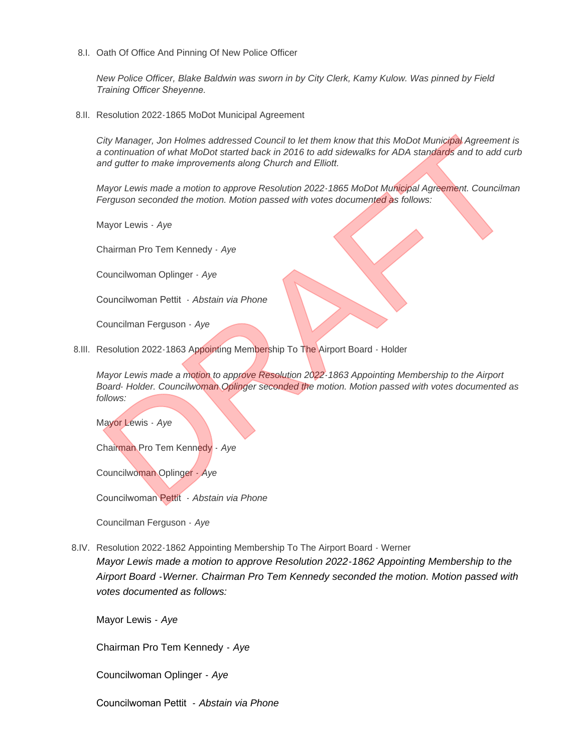8.I. Oath Of Office And Pinning Of New Police Officer

*New Police Officer, Blake Baldwin was sworn in by City Clerk, Kamy Kulow. Was pinned by Field Training Officer Sheyenne.*

8.II. Resolution 2022-1865 MoDot Municipal Agreement

*City Manager, Jon Holmes addressed Council to let them know that this MoDot Municipal Agreement is a continuation of what MoDot started back in 2016 to add sidewalks for ADA standards and to add curb and gutter to make improvements along Church and Elliott.*

*Mayor Lewis made a motion to approve Resolution 2022-1865 MoDot Municipal Agreement. Councilman Ferguson seconded the motion. Motion passed with votes documented as follows:*

Mayor Lewis - *Aye*

Chairman Pro Tem Kennedy - *Aye*

Councilwoman Oplinger - *Aye*

Councilwoman Pettit - *Abstain via Phone*

Councilman Ferguson - *Aye*

8.III. Resolution 2022-1863 Appointing Membership To The Airport Board - Holder

*Mayor Lewis made a motion to approve Resolution 2022-1863 Appointing Membership to the Airport Board- Holder. Councilwoman Oplinger seconded the motion. Motion passed with votes documented as follows:*

Mayor Lewis - *Aye*

Chairman Pro Tem Kennedy - *Aye*

Councilwoman Oplinger - *Aye*

Councilwoman Pettit - *Abstain via Phone*

Councilman Ferguson - *Aye*

8.IV. Resolution 2022-1862 Appointing Membership To The Airport Board - Werner

*Mayor Lewis made a motion to approve Resolution 2022-1862 Appointing Membership to the Airport Board -Werner. Chairman Pro Tem Kennedy seconded the motion. Motion passed with votes documented as follows:*

Mayor Lewis - *Aye*

Chairman Pro Tem Kennedy - *Aye*

Councilwoman Oplinger - *Aye*

Councilwoman Pettit - *Abstain via Phone*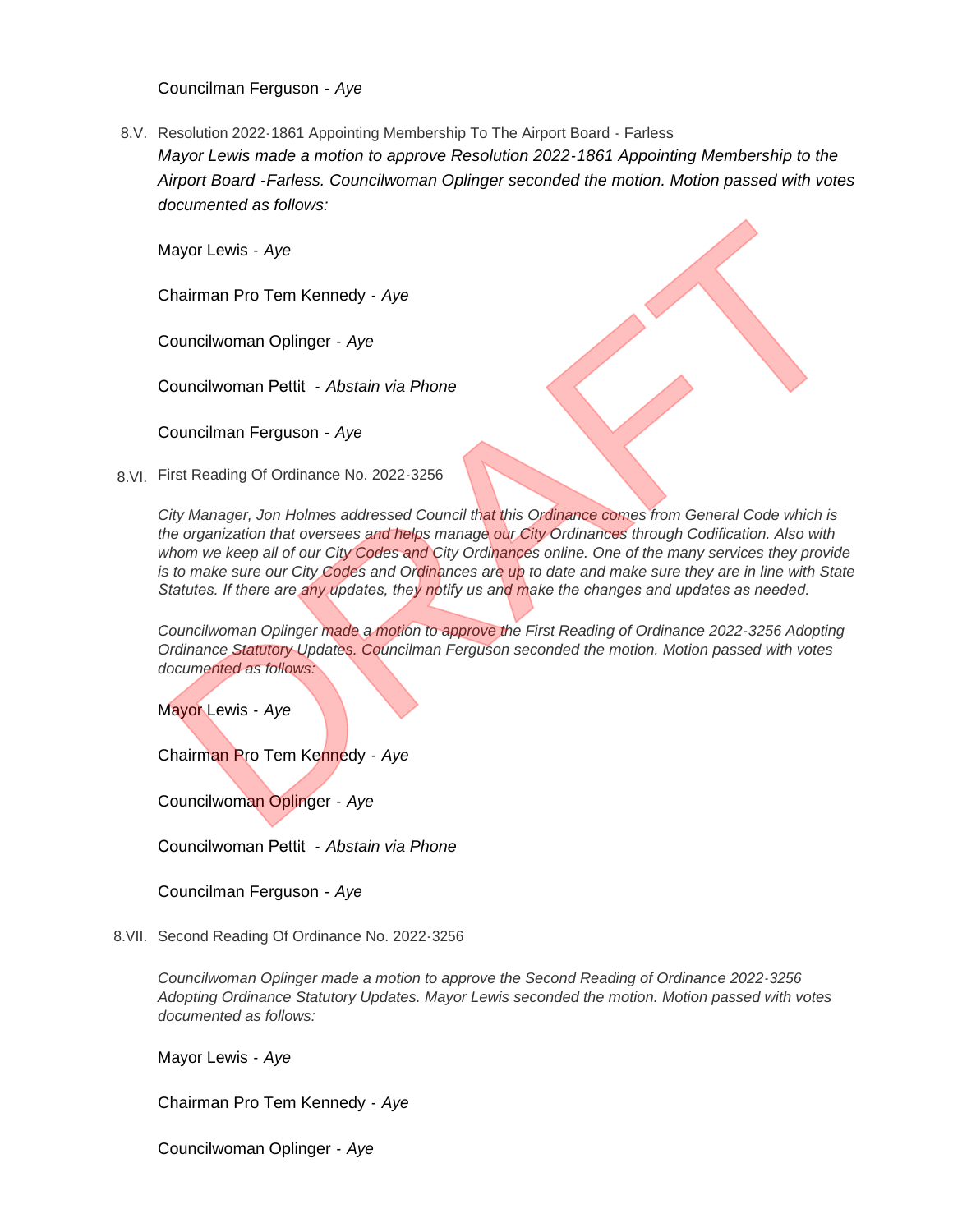Councilman Ferguson - *Aye*

8.V. Resolution 2022-1861 Appointing Membership To The Airport Board - Farless

*Mayor Lewis made a motion to approve Resolution 2022-1861 Appointing Membership to the Airport Board -Farless. Councilwoman Oplinger seconded the motion. Motion passed with votes documented as follows:*

Mayor Lewis - *Aye*

Chairman Pro Tem Kennedy - *Aye*

Councilwoman Oplinger - *Aye*

Councilwoman Pettit - *Abstain via Phone*

Councilman Ferguson - *Aye*

8.VI. First Reading Of Ordinance No. 2022-3256

*City Manager, Jon Holmes addressed Council that this Ordinance comes from General Code which is the organization that oversees and helps manage our City Ordinances through Codification. Also with whom we keep all of our City Codes and City Ordinances online. One of the many services they provide is to make sure our City Codes and Ordinances are up to date and make sure they are in line with State Statutes. If there are any updates, they notify us and make the changes and updates as needed.*

*Councilwoman Oplinger made a motion to approve the First Reading of Ordinance 2022-3256 Adopting Ordinance Statutory Updates. Councilman Ferguson seconded the motion. Motion passed with votes documented as follows:*

Mayor Lewis - *Aye*

Chairman Pro Tem Kennedy - *Aye*

Councilwoman Oplinger - *Aye*

Councilwoman Pettit - *Abstain via Phone*

Councilman Ferguson - *Aye*

8.VII. Second Reading Of Ordinance No. 2022-3256

*Councilwoman Oplinger made a motion to approve the Second Reading of Ordinance 2022-3256 Adopting Ordinance Statutory Updates. Mayor Lewis seconded the motion. Motion passed with votes documented as follows:*

Mayor Lewis - *Aye*

Chairman Pro Tem Kennedy - *Aye*

Councilwoman Oplinger - *Aye*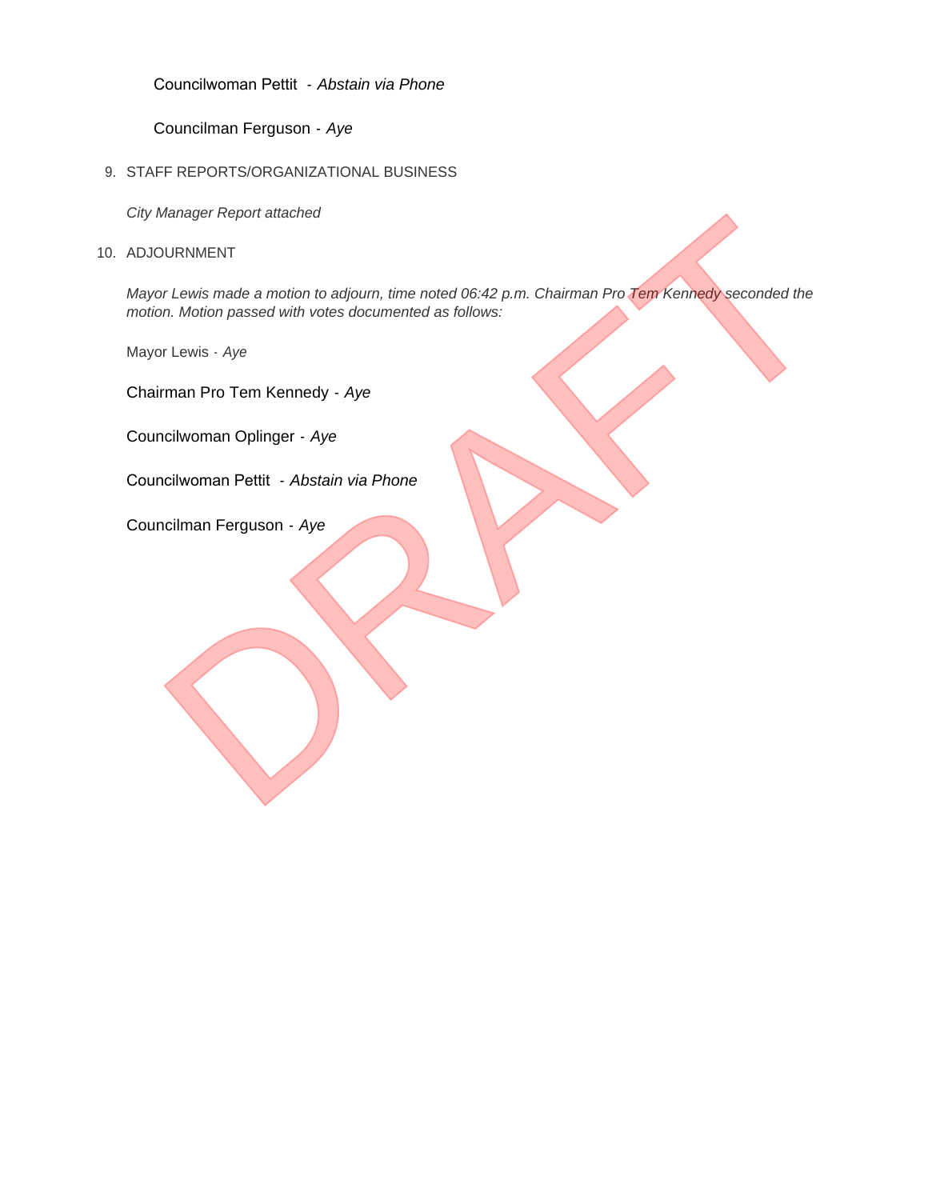Councilwoman Pettit - *Abstain via Phone*

Councilman Ferguson - *Aye*

9. STAFF REPORTS/ORGANIZATIONAL BUSINESS

   *City Manager Report attached*

10. ADJOURNMENT

    *Mayor Lewis made a motion to adjourn, time noted 06:42 p.m. Chairman Pro Tem Kennedy seconded the motion. Motion passed with votes documented as follows:*

    Mayor Lewis - *Aye*

    Chairman Pro Tem Kennedy - *Aye*

    Councilwoman Oplinger - *Aye*

    Councilwoman Pettit - *Abstain via Phone*

    Councilman Ferguson - *Aye*

DRAFT